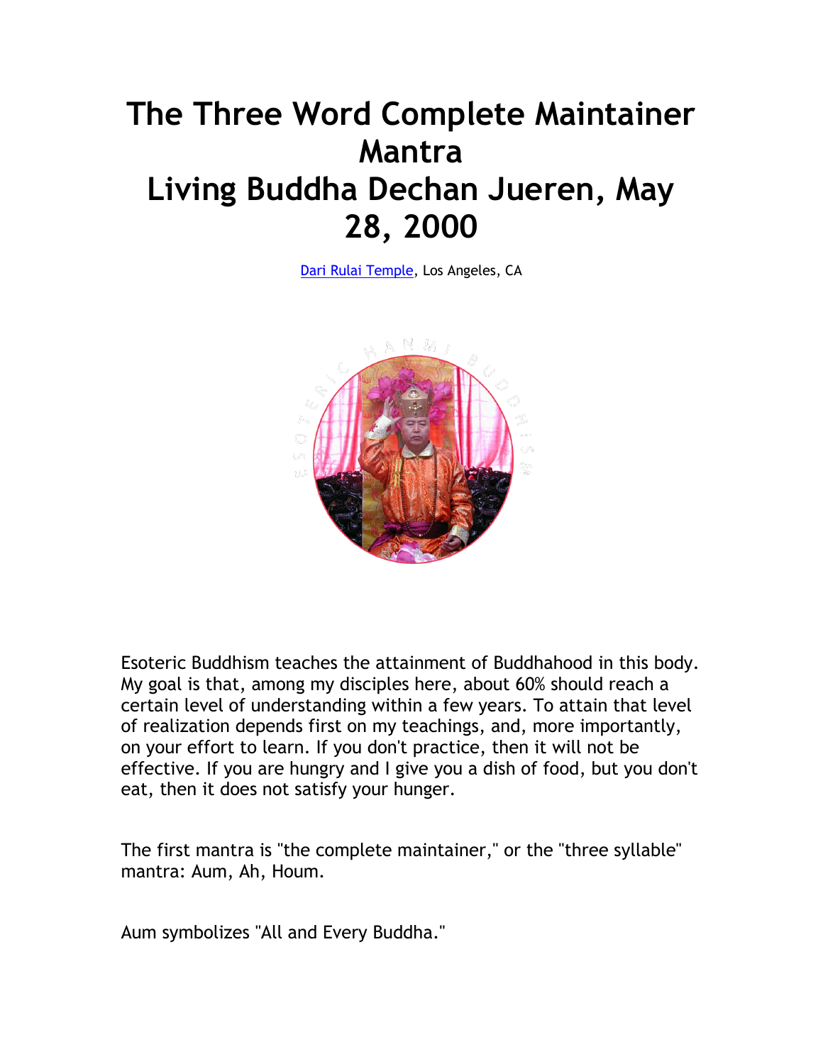# The Three Word Complete Maintainer Mantra
# Living Buddha Dechan Jueren, May 28, 2000

Dari Rulai Temple, Los Angeles, CA

Esoteric Buddhism teaches the attainment of Buddhahood in this body. My goal is that, among my disciples here, about 60% should reach a certain level of understanding within a few years. To attain that level of realization depends first on my teachings, and, more importantly, on your effort to learn. If you don't practice, then it will not be effective. If you are hungry and I give you a dish of food, but you don't eat, then it does not satisfy your hunger.

The first mantra is "the complete maintainer," or the "three syllable" mantra: Aum, Ah, Houm.

Aum symbolizes "All and Every Buddha."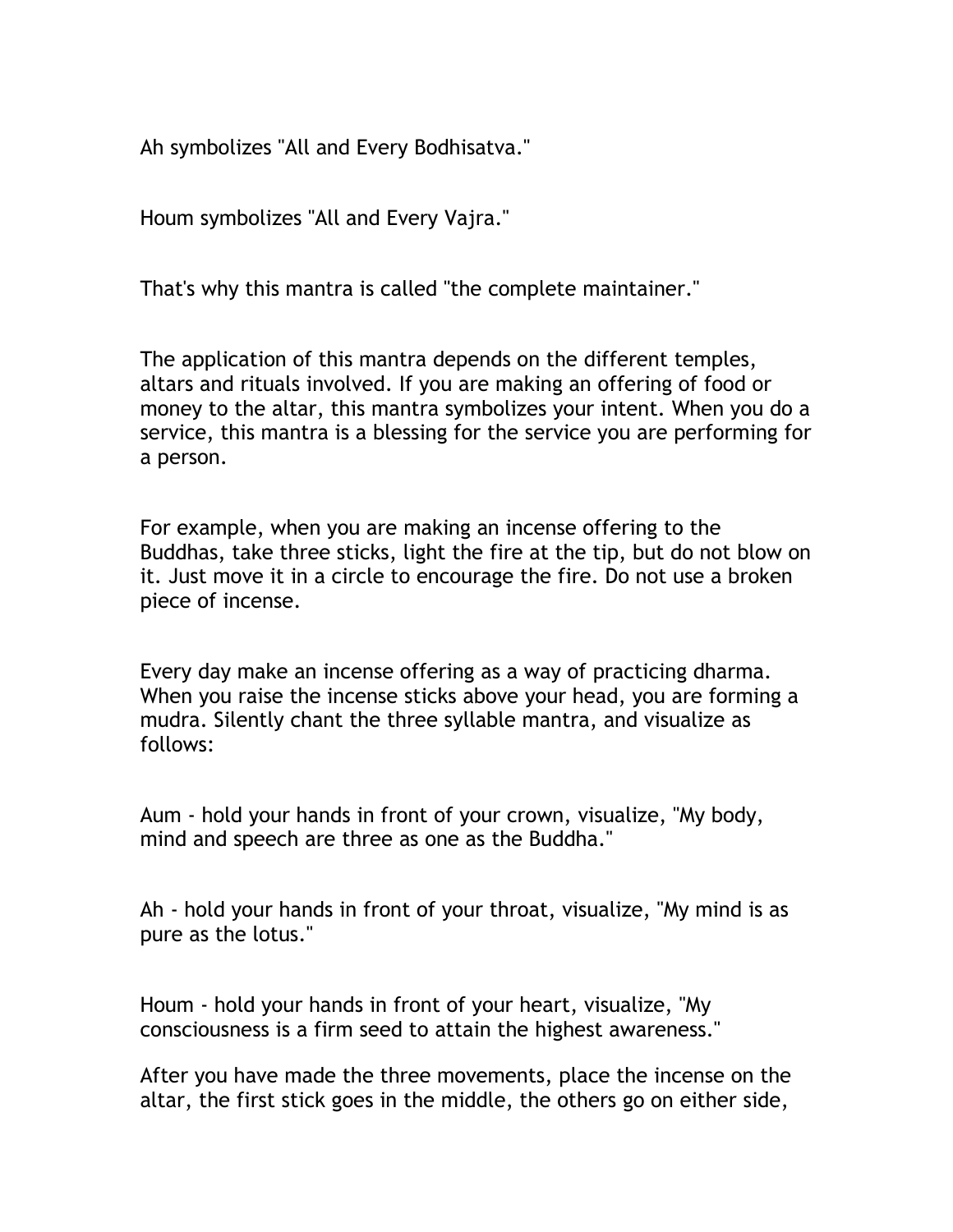Ah symbolizes "All and Every Bodhisatva."

Houm symbolizes "All and Every Vajra."

That's why this mantra is called "the complete maintainer."

The application of this mantra depends on the different temples, altars and rituals involved. If you are making an offering of food or money to the altar, this mantra symbolizes your intent. When you do a service, this mantra is a blessing for the service you are performing for a person.

For example, when you are making an incense offering to the Buddhas, take three sticks, light the fire at the tip, but do not blow on it. Just move it in a circle to encourage the fire. Do not use a broken piece of incense.

Every day make an incense offering as a way of practicing dharma. When you raise the incense sticks above your head, you are forming a mudra. Silently chant the three syllable mantra, and visualize as follows:

Aum - hold your hands in front of your crown, visualize, "My body, mind and speech are three as one as the Buddha."

Ah - hold your hands in front of your throat, visualize, "My mind is as pure as the lotus."

Houm - hold your hands in front of your heart, visualize, "My consciousness is a firm seed to attain the highest awareness."

After you have made the three movements, place the incense on the altar, the first stick goes in the middle, the others go on either side,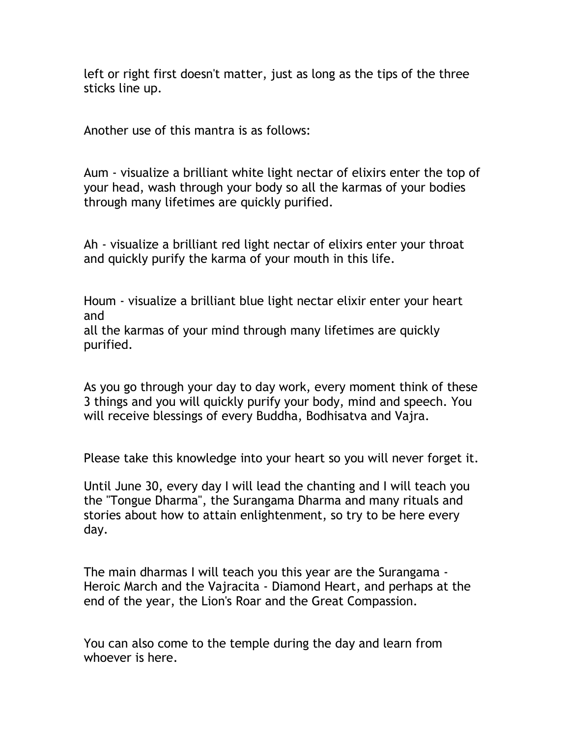left or right first doesn't matter, just as long as the tips of the three sticks line up.

Another use of this mantra is as follows:

Aum - visualize a brilliant white light nectar of elixirs enter the top of your head, wash through your body so all the karmas of your bodies through many lifetimes are quickly purified.

Ah - visualize a brilliant red light nectar of elixirs enter your throat and quickly purify the karma of your mouth in this life.

Houm - visualize a brilliant blue light nectar elixir enter your heart and
all the karmas of your mind through many lifetimes are quickly purified.

As you go through your day to day work, every moment think of these 3 things and you will quickly purify your body, mind and speech. You will receive blessings of every Buddha, Bodhisatva and Vajra.

Please take this knowledge into your heart so you will never forget it.

Until June 30, every day I will lead the chanting and I will teach you the "Tongue Dharma", the Surangama Dharma and many rituals and stories about how to attain enlightenment, so try to be here every day.

The main dharmas I will teach you this year are the Surangama - Heroic March and the Vajracita - Diamond Heart, and perhaps at the end of the year, the Lion's Roar and the Great Compassion.

You can also come to the temple during the day and learn from whoever is here.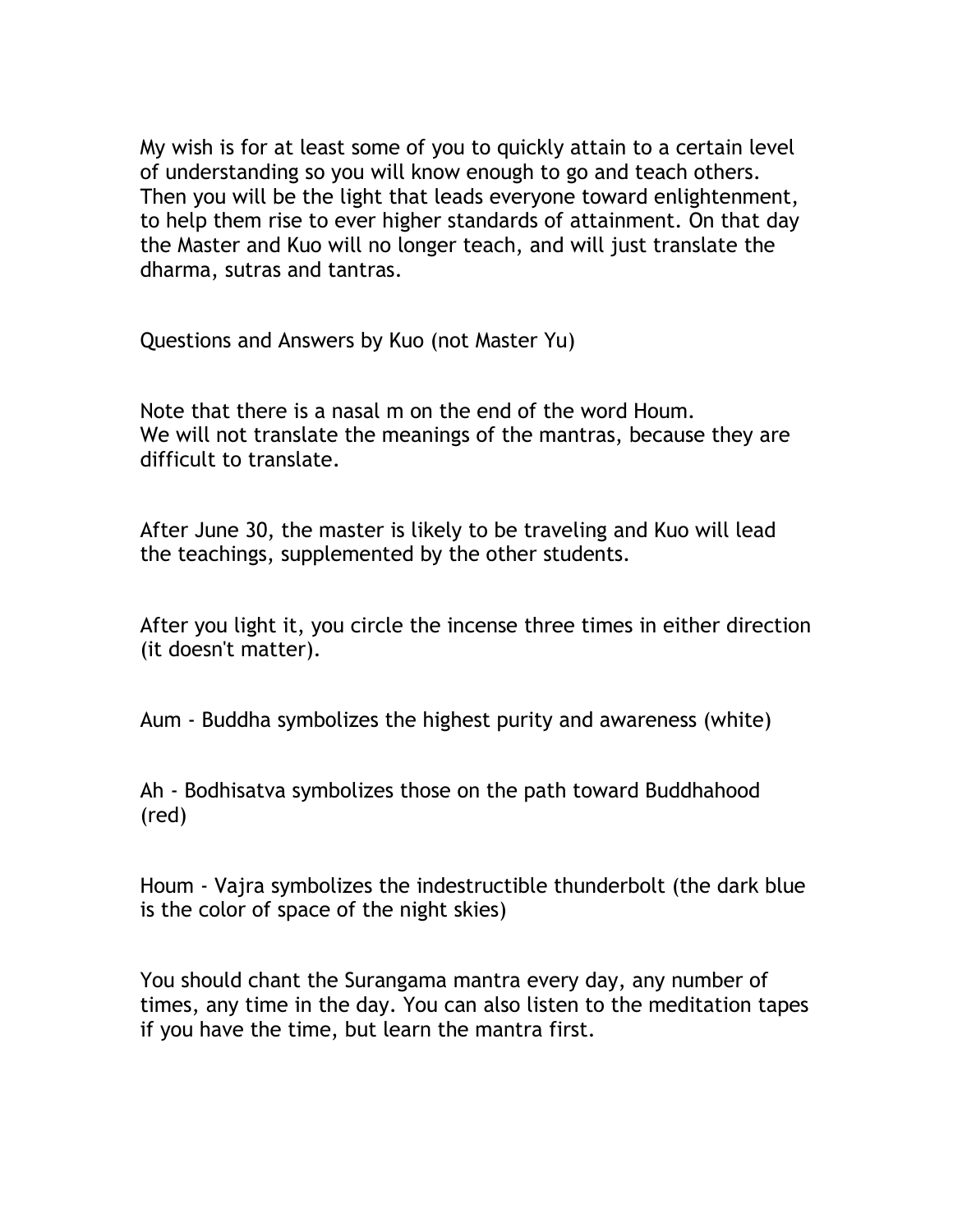My wish is for at least some of you to quickly attain to a certain level of understanding so you will know enough to go and teach others. Then you will be the light that leads everyone toward enlightenment, to help them rise to ever higher standards of attainment. On that day the Master and Kuo will no longer teach, and will just translate the dharma, sutras and tantras.

Questions and Answers by Kuo (not Master Yu)

Note that there is a nasal m on the end of the word Houm.
We will not translate the meanings of the mantras, because they are difficult to translate.

After June 30, the master is likely to be traveling and Kuo will lead the teachings, supplemented by the other students.

After you light it, you circle the incense three times in either direction (it doesn't matter).

Aum - Buddha symbolizes the highest purity and awareness (white)

Ah - Bodhisatva symbolizes those on the path toward Buddhahood (red)

Houm - Vajra symbolizes the indestructible thunderbolt (the dark blue is the color of space of the night skies)

You should chant the Surangama mantra every day, any number of times, any time in the day. You can also listen to the meditation tapes if you have the time, but learn the mantra first.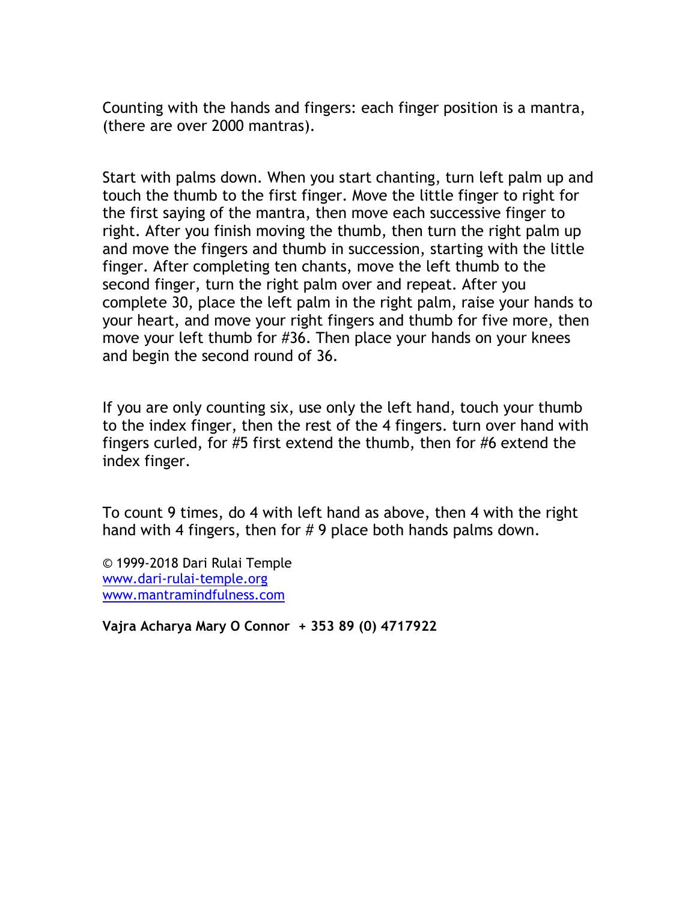Counting with the hands and fingers: each finger position is a mantra, (there are over 2000 mantras).

Start with palms down. When you start chanting, turn left palm up and touch the thumb to the first finger. Move the little finger to right for the first saying of the mantra, then move each successive finger to right. After you finish moving the thumb, then turn the right palm up and move the fingers and thumb in succession, starting with the little finger. After completing ten chants, move the left thumb to the second finger, turn the right palm over and repeat. After you complete 30, place the left palm in the right palm, raise your hands to your heart, and move your right fingers and thumb for five more, then move your left thumb for #36. Then place your hands on your knees and begin the second round of 36.

If you are only counting six, use only the left hand, touch your thumb to the index finger, then the rest of the 4 fingers. turn over hand with fingers curled, for #5 first extend the thumb, then for #6 extend the index finger.

To count 9 times, do 4 with left hand as above, then 4 with the right hand with 4 fingers, then for # 9 place both hands palms down.

© 1999-2018 Dari Rulai Temple
www.dari-rulai-temple.org
www.mantramindfulness.com

**Vajra Acharya Mary O Connor + 353 89 (0) 4717922**